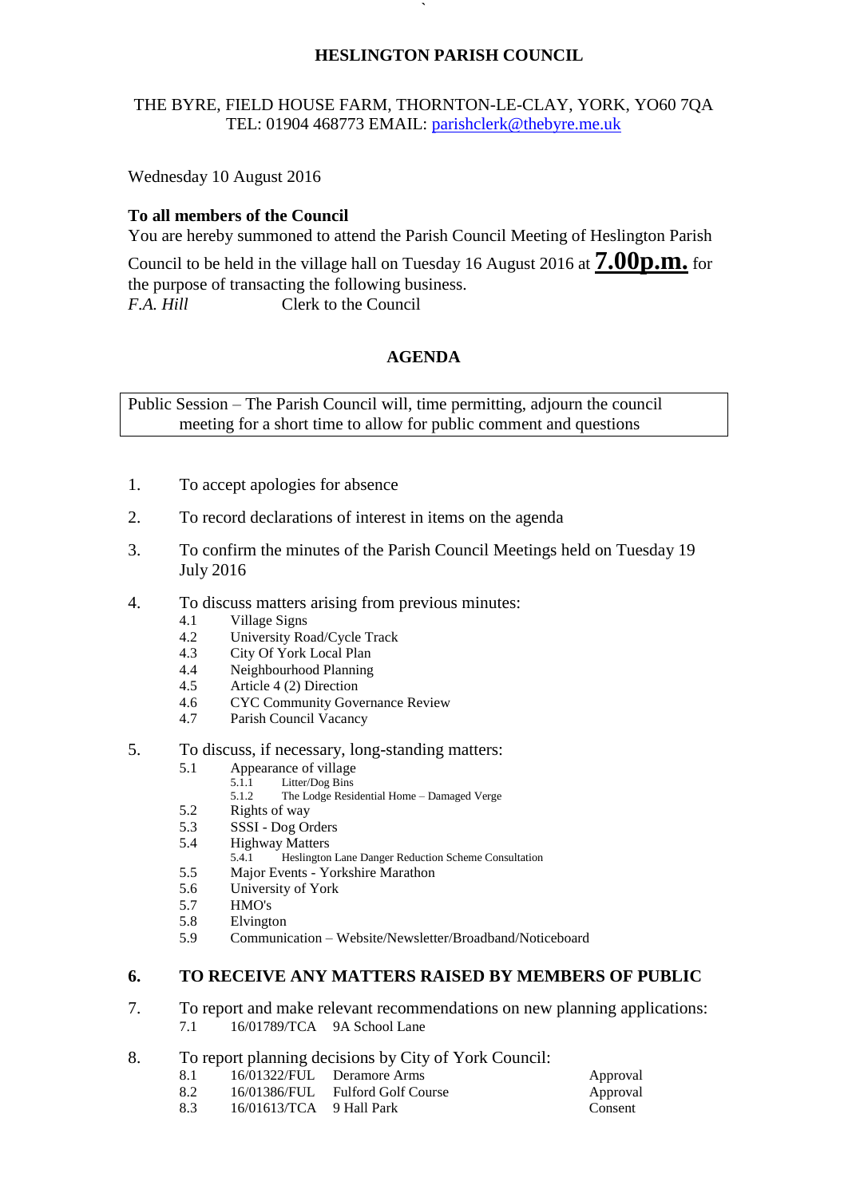**HESLINGTON PARISH COUNCIL**

THE BYRE, FIELD HOUSE FARM, THORNTON-LE-CLAY, YORK, YO60 7QA
TEL: 01904 468773 EMAIL: parishclerk@thebyre.me.uk

Wednesday 10 August 2016

**To all members of the Council**

You are hereby summoned to attend the Parish Council Meeting of Heslington Parish Council to be held in the village hall on Tuesday 16 August 2016 at **7.00p.m.** for the purpose of transacting the following business.

*F.A. Hill* Clerk to the Council

## AGENDA

Public Session – The Parish Council will, time permitting, adjourn the council meeting for a short time to allow for public comment and questions

1. To accept apologies for absence
2. To record declarations of interest in items on the agenda
3. To confirm the minutes of the Parish Council Meetings held on Tuesday 19 July 2016
4. To discuss matters arising from previous minutes:
   - 4.1 Village Signs
   - 4.2 University Road/Cycle Track
   - 4.3 City Of York Local Plan
   - 4.4 Neighbourhood Planning
   - 4.5 Article 4 (2) Direction
   - 4.6 CYC Community Governance Review
   - 4.7 Parish Council Vacancy
5. To discuss, if necessary, long-standing matters:
   - 5.1 Appearance of village
     - 5.1.1 Litter/Dog Bins
     - 5.1.2 The Lodge Residential Home – Damaged Verge
   - 5.2 Rights of way
   - 5.3 SSSI - Dog Orders
   - 5.4 Highway Matters
     - 5.4.1 Heslington Lane Danger Reduction Scheme Consultation
   - 5.5 Major Events - Yorkshire Marathon
   - 5.6 University of York
   - 5.7 HMO's
   - 5.8 Elvington
   - 5.9 Communication – Website/Newsletter/Broadband/Noticeboard
6. **TO RECEIVE ANY MATTERS RAISED BY MEMBERS OF PUBLIC**
7. To report and make relevant recommendations on new planning applications:
   - 7.1 16/01789/TCA 9A School Lane
8. To report planning decisions by City of York Council:

| | | | |
|---|---|---|---|
| 8.1 | 16/01322/FUL | Deramore Arms | Approval |
| 8.2 | 16/01386/FUL | Fulford Golf Course | Approval |
| 8.3 | 16/01613/TCA | 9 Hall Park | Consent |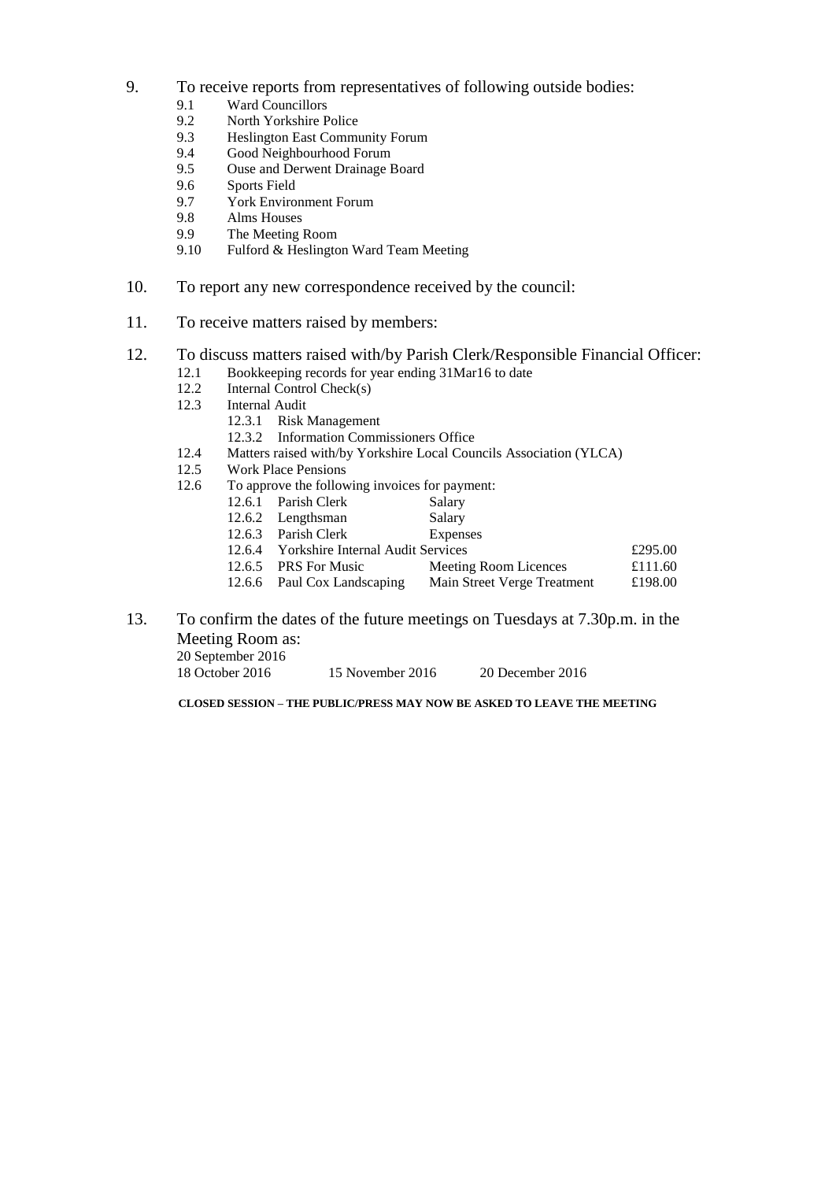9. To receive reports from representatives of following outside bodies:
   - 9.1 Ward Councillors
   - 9.2 North Yorkshire Police
   - 9.3 Heslington East Community Forum
   - 9.4 Good Neighbourhood Forum
   - 9.5 Ouse and Derwent Drainage Board
   - 9.6 Sports Field
   - 9.7 York Environment Forum
   - 9.8 Alms Houses
   - 9.9 The Meeting Room
   - 9.10 Fulford & Heslington Ward Team Meeting

10. To report any new correspondence received by the council:

11. To receive matters raised by members:

12. To discuss matters raised with/by Parish Clerk/Responsible Financial Officer:
   - 12.1 Bookkeeping records for year ending 31Mar16 to date
   - 12.2 Internal Control Check(s)
   - 12.3 Internal Audit
     - 12.3.1 Risk Management
     - 12.3.2 Information Commissioners Office
   - 12.4 Matters raised with/by Yorkshire Local Councils Association (YLCA)
   - 12.5 Work Place Pensions
   - 12.6 To approve the following invoices for payment:

| | | | |
|---|---|---|---|
| 12.6.1 | Parish Clerk | Salary | |
| 12.6.2 | Lengthsman | Salary | |
| 12.6.3 | Parish Clerk | Expenses | |
| 12.6.4 | Yorkshire Internal Audit Services | | £295.00 |
| 12.6.5 | PRS For Music | Meeting Room Licences | £111.60 |
| 12.6.6 | Paul Cox Landscaping | Main Street Verge Treatment | £198.00 |

13. To confirm the dates of the future meetings on Tuesdays at 7.30p.m. in the Meeting Room as:

20 September 2016
18 October 2016 15 November 2016 20 December 2016

**CLOSED SESSION – THE PUBLIC/PRESS MAY NOW BE ASKED TO LEAVE THE MEETING**